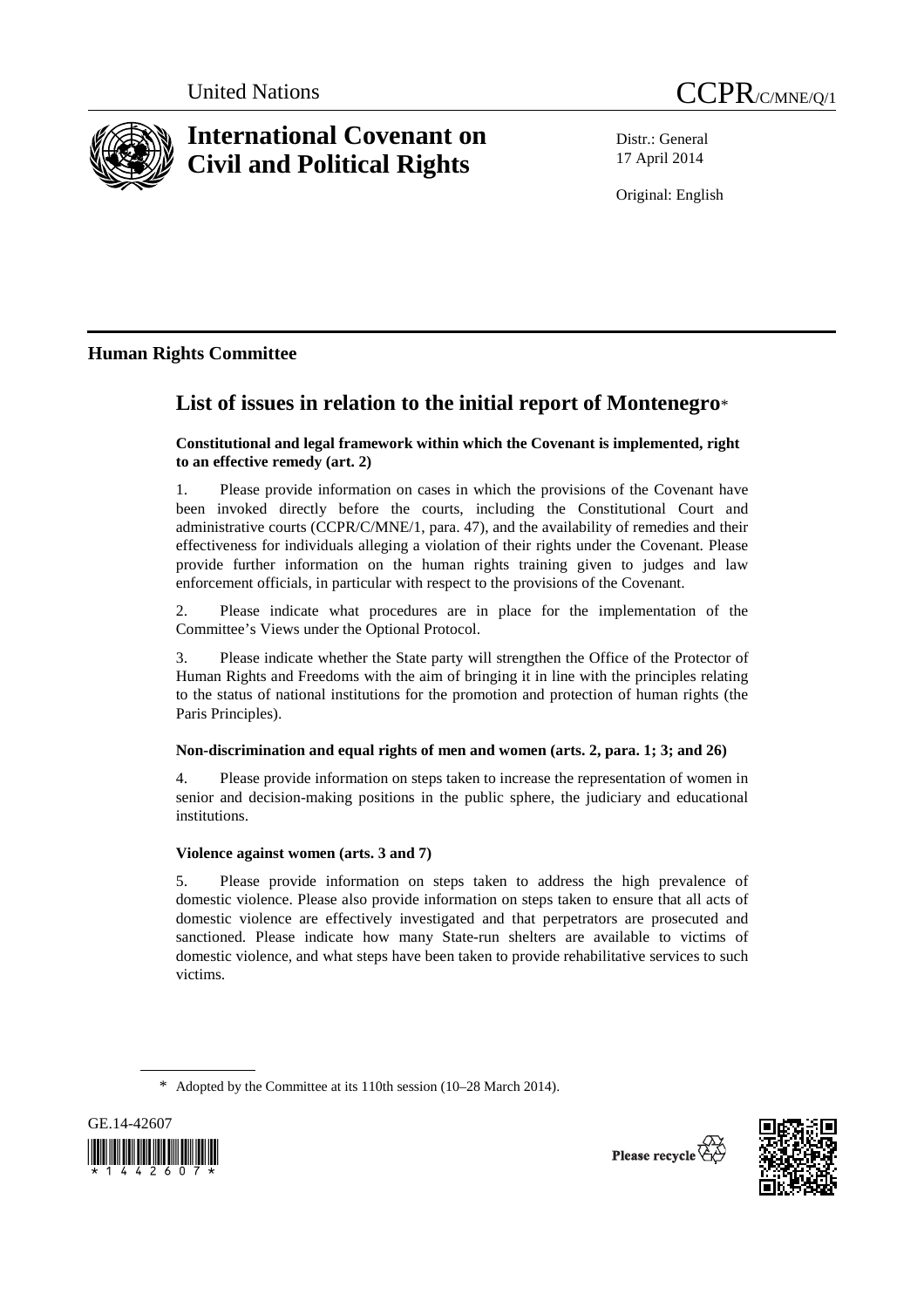United Nations

CCPR/C/MNE/Q/1

# International Covenant on Civil and Political Rights

Distr.: General
17 April 2014

Original: English

## Human Rights Committee

# List of issues in relation to the initial report of Montenegro*

### Constitutional and legal framework within which the Covenant is implemented, right to an effective remedy (art. 2)

1. Please provide information on cases in which the provisions of the Covenant have been invoked directly before the courts, including the Constitutional Court and administrative courts (CCPR/C/MNE/1, para. 47), and the availability of remedies and their effectiveness for individuals alleging a violation of their rights under the Covenant. Please provide further information on the human rights training given to judges and law enforcement officials, in particular with respect to the provisions of the Covenant.

2. Please indicate what procedures are in place for the implementation of the Committee's Views under the Optional Protocol.

3. Please indicate whether the State party will strengthen the Office of the Protector of Human Rights and Freedoms with the aim of bringing it in line with the principles relating to the status of national institutions for the promotion and protection of human rights (the Paris Principles).

### Non-discrimination and equal rights of men and women (arts. 2, para. 1; 3; and 26)

4. Please provide information on steps taken to increase the representation of women in senior and decision-making positions in the public sphere, the judiciary and educational institutions.

### Violence against women (arts. 3 and 7)

5. Please provide information on steps taken to address the high prevalence of domestic violence. Please also provide information on steps taken to ensure that all acts of domestic violence are effectively investigated and that perpetrators are prosecuted and sanctioned. Please indicate how many State-run shelters are available to victims of domestic violence, and what steps have been taken to provide rehabilitative services to such victims.

---

* Adopted by the Committee at its 110th session (10–28 March 2014).

GE.14-42607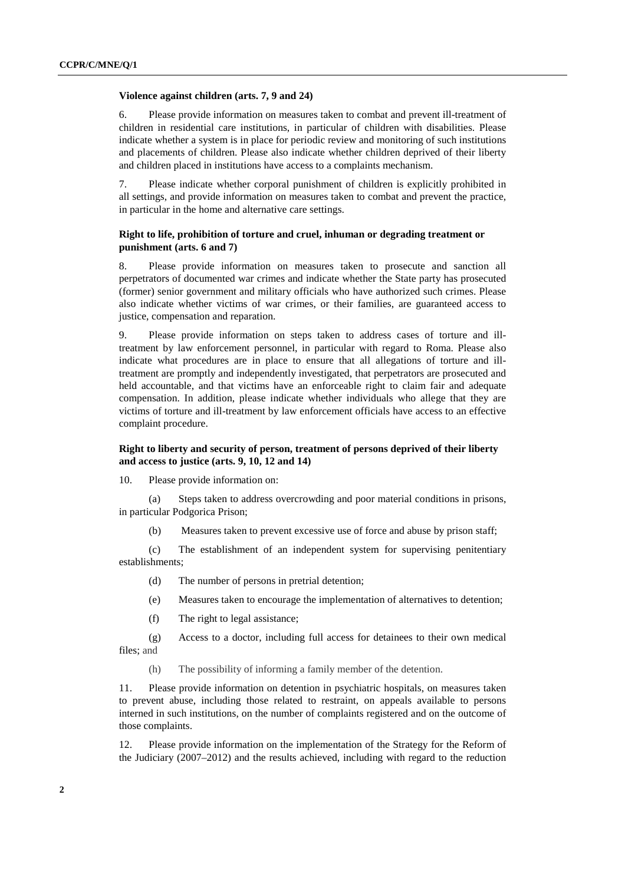### Violence against children (arts. 7, 9 and 24)

6. Please provide information on measures taken to combat and prevent ill-treatment of children in residential care institutions, in particular of children with disabilities. Please indicate whether a system is in place for periodic review and monitoring of such institutions and placements of children. Please also indicate whether children deprived of their liberty and children placed in institutions have access to a complaints mechanism.

7. Please indicate whether corporal punishment of children is explicitly prohibited in all settings, and provide information on measures taken to combat and prevent the practice, in particular in the home and alternative care settings.

### Right to life, prohibition of torture and cruel, inhuman or degrading treatment or punishment (arts. 6 and 7)

8. Please provide information on measures taken to prosecute and sanction all perpetrators of documented war crimes and indicate whether the State party has prosecuted (former) senior government and military officials who have authorized such crimes. Please also indicate whether victims of war crimes, or their families, are guaranteed access to justice, compensation and reparation.

9. Please provide information on steps taken to address cases of torture and ill-treatment by law enforcement personnel, in particular with regard to Roma. Please also indicate what procedures are in place to ensure that all allegations of torture and ill-treatment are promptly and independently investigated, that perpetrators are prosecuted and held accountable, and that victims have an enforceable right to claim fair and adequate compensation. In addition, please indicate whether individuals who allege that they are victims of torture and ill-treatment by law enforcement officials have access to an effective complaint procedure.

### Right to liberty and security of person, treatment of persons deprived of their liberty and access to justice (arts. 9, 10, 12 and 14)

10. Please provide information on:

(a) Steps taken to address overcrowding and poor material conditions in prisons, in particular Podgorica Prison;

(b) Measures taken to prevent excessive use of force and abuse by prison staff;

(c) The establishment of an independent system for supervising penitentiary establishments;

(d) The number of persons in pretrial detention;

(e) Measures taken to encourage the implementation of alternatives to detention;

(f) The right to legal assistance;

(g) Access to a doctor, including full access for detainees to their own medical files; and

(h) The possibility of informing a family member of the detention.

11. Please provide information on detention in psychiatric hospitals, on measures taken to prevent abuse, including those related to restraint, on appeals available to persons interned in such institutions, on the number of complaints registered and on the outcome of those complaints.

12. Please provide information on the implementation of the Strategy for the Reform of the Judiciary (2007–2012) and the results achieved, including with regard to the reduction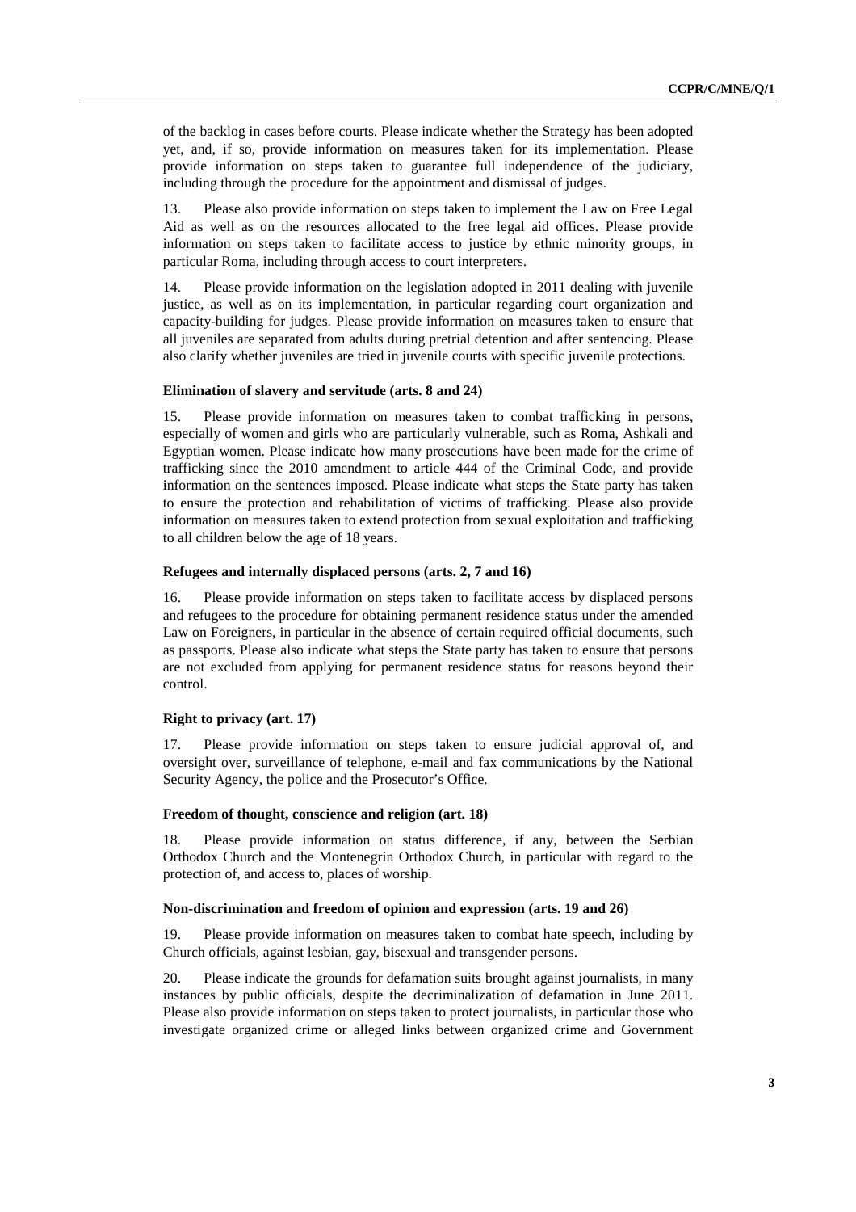of the backlog in cases before courts. Please indicate whether the Strategy has been adopted yet, and, if so, provide information on measures taken for its implementation. Please provide information on steps taken to guarantee full independence of the judiciary, including through the procedure for the appointment and dismissal of judges.

13. Please also provide information on steps taken to implement the Law on Free Legal Aid as well as on the resources allocated to the free legal aid offices. Please provide information on steps taken to facilitate access to justice by ethnic minority groups, in particular Roma, including through access to court interpreters.

14. Please provide information on the legislation adopted in 2011 dealing with juvenile justice, as well as on its implementation, in particular regarding court organization and capacity-building for judges. Please provide information on measures taken to ensure that all juveniles are separated from adults during pretrial detention and after sentencing. Please also clarify whether juveniles are tried in juvenile courts with specific juvenile protections.

### Elimination of slavery and servitude (arts. 8 and 24)

15. Please provide information on measures taken to combat trafficking in persons, especially of women and girls who are particularly vulnerable, such as Roma, Ashkali and Egyptian women. Please indicate how many prosecutions have been made for the crime of trafficking since the 2010 amendment to article 444 of the Criminal Code, and provide information on the sentences imposed. Please indicate what steps the State party has taken to ensure the protection and rehabilitation of victims of trafficking. Please also provide information on measures taken to extend protection from sexual exploitation and trafficking to all children below the age of 18 years.

### Refugees and internally displaced persons (arts. 2, 7 and 16)

16. Please provide information on steps taken to facilitate access by displaced persons and refugees to the procedure for obtaining permanent residence status under the amended Law on Foreigners, in particular in the absence of certain required official documents, such as passports. Please also indicate what steps the State party has taken to ensure that persons are not excluded from applying for permanent residence status for reasons beyond their control.

### Right to privacy (art. 17)

17. Please provide information on steps taken to ensure judicial approval of, and oversight over, surveillance of telephone, e-mail and fax communications by the National Security Agency, the police and the Prosecutor's Office.

### Freedom of thought, conscience and religion (art. 18)

18. Please provide information on status difference, if any, between the Serbian Orthodox Church and the Montenegrin Orthodox Church, in particular with regard to the protection of, and access to, places of worship.

### Non-discrimination and freedom of opinion and expression (arts. 19 and 26)

19. Please provide information on measures taken to combat hate speech, including by Church officials, against lesbian, gay, bisexual and transgender persons.

20. Please indicate the grounds for defamation suits brought against journalists, in many instances by public officials, despite the decriminalization of defamation in June 2011. Please also provide information on steps taken to protect journalists, in particular those who investigate organized crime or alleged links between organized crime and Government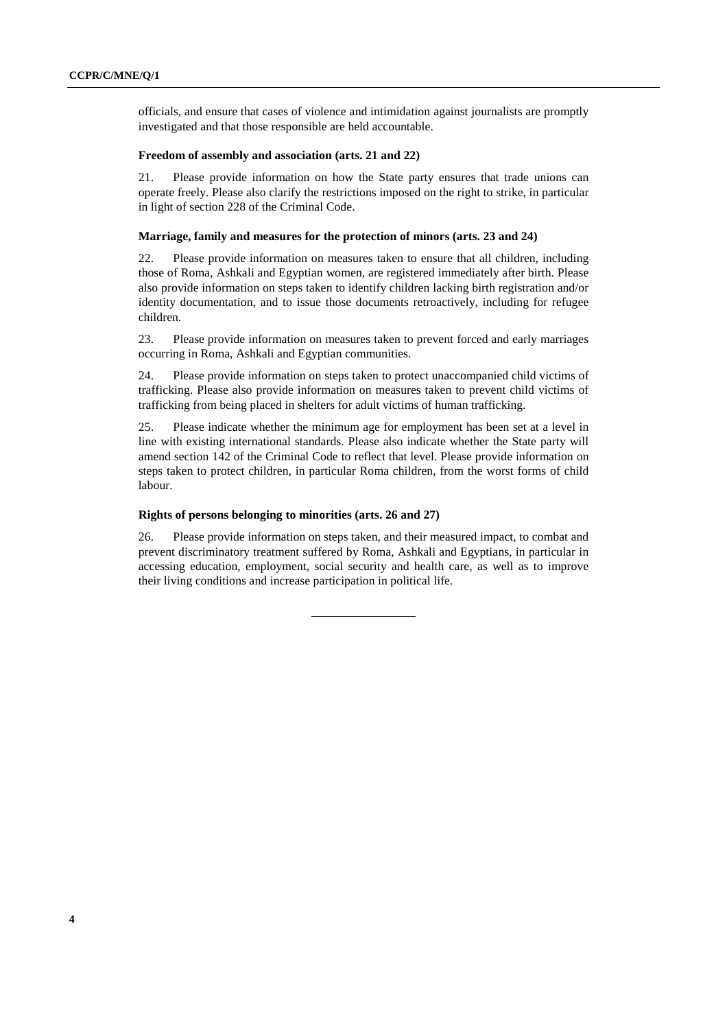officials, and ensure that cases of violence and intimidation against journalists are promptly investigated and that those responsible are held accountable.

### Freedom of assembly and association (arts. 21 and 22)

21. Please provide information on how the State party ensures that trade unions can operate freely. Please also clarify the restrictions imposed on the right to strike, in particular in light of section 228 of the Criminal Code.

### Marriage, family and measures for the protection of minors (arts. 23 and 24)

22. Please provide information on measures taken to ensure that all children, including those of Roma, Ashkali and Egyptian women, are registered immediately after birth. Please also provide information on steps taken to identify children lacking birth registration and/or identity documentation, and to issue those documents retroactively, including for refugee children.

23. Please provide information on measures taken to prevent forced and early marriages occurring in Roma, Ashkali and Egyptian communities.

24. Please provide information on steps taken to protect unaccompanied child victims of trafficking. Please also provide information on measures taken to prevent child victims of trafficking from being placed in shelters for adult victims of human trafficking.

25. Please indicate whether the minimum age for employment has been set at a level in line with existing international standards. Please also indicate whether the State party will amend section 142 of the Criminal Code to reflect that level. Please provide information on steps taken to protect children, in particular Roma children, from the worst forms of child labour.

### Rights of persons belonging to minorities (arts. 26 and 27)

26. Please provide information on steps taken, and their measured impact, to combat and prevent discriminatory treatment suffered by Roma, Ashkali and Egyptians, in particular in accessing education, employment, social security and health care, as well as to improve their living conditions and increase participation in political life.